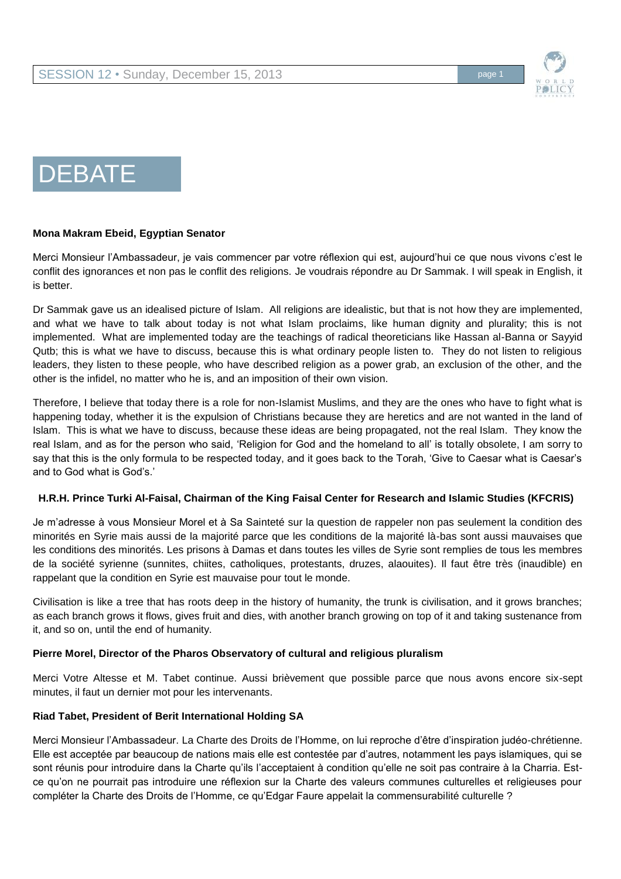# DEBATE

**Mona Makram Ebeid, Egyptian Senator**

Merci Monsieur l'Ambassadeur, je vais commencer par votre réflexion qui est, aujourd'hui ce que nous vivons c'est le conflit des ignorances et non pas le conflit des religions. Je voudrais répondre au Dr Sammak. I will speak in English, it is better.

Dr Sammak gave us an idealised picture of Islam. All religions are idealistic, but that is not how they are implemented, and what we have to talk about today is not what Islam proclaims, like human dignity and plurality; this is not implemented. What are implemented today are the teachings of radical theoreticians like Hassan al-Banna or Sayyid Qutb; this is what we have to discuss, because this is what ordinary people listen to. They do not listen to religious leaders, they listen to these people, who have described religion as a power grab, an exclusion of the other, and the other is the infidel, no matter who he is, and an imposition of their own vision.

Therefore, I believe that today there is a role for non-Islamist Muslims, and they are the ones who have to fight what is happening today, whether it is the expulsion of Christians because they are heretics and are not wanted in the land of Islam. This is what we have to discuss, because these ideas are being propagated, not the real Islam. They know the real Islam, and as for the person who said, 'Religion for God and the homeland to all' is totally obsolete, I am sorry to say that this is the only formula to be respected today, and it goes back to the Torah, 'Give to Caesar what is Caesar's and to God what is God's.'

**H.R.H. Prince Turki Al-Faisal, Chairman of the King Faisal Center for Research and Islamic Studies (KFCRIS)**

Je m'adresse à vous Monsieur Morel et à Sa Sainteté sur la question de rappeler non pas seulement la condition des minorités en Syrie mais aussi de la majorité parce que les conditions de la majorité là-bas sont aussi mauvaises que les conditions des minorités. Les prisons à Damas et dans toutes les villes de Syrie sont remplies de tous les membres de la société syrienne (sunnites, chiites, catholiques, protestants, druzes, alaouites). Il faut être très (inaudible) en rappelant que la condition en Syrie est mauvaise pour tout le monde.

Civilisation is like a tree that has roots deep in the history of humanity, the trunk is civilisation, and it grows branches; as each branch grows it flows, gives fruit and dies, with another branch growing on top of it and taking sustenance from it, and so on, until the end of humanity.

**Pierre Morel, Director of the Pharos Observatory of cultural and religious pluralism**

Merci Votre Altesse et M. Tabet continue. Aussi brièvement que possible parce que nous avons encore six-sept minutes, il faut un dernier mot pour les intervenants.

**Riad Tabet, President of Berit International Holding SA**

Merci Monsieur l'Ambassadeur. La Charte des Droits de l'Homme, on lui reproche d'être d'inspiration judéo-chrétienne. Elle est acceptée par beaucoup de nations mais elle est contestée par d'autres, notamment les pays islamiques, qui se sont réunis pour introduire dans la Charte qu'ils l'acceptaient à condition qu'elle ne soit pas contraire à la Charria. Est-ce qu'on ne pourrait pas introduire une réflexion sur la Charte des valeurs communes culturelles et religieuses pour compléter la Charte des Droits de l'Homme, ce qu'Edgar Faure appelait la commensurabilité culturelle ?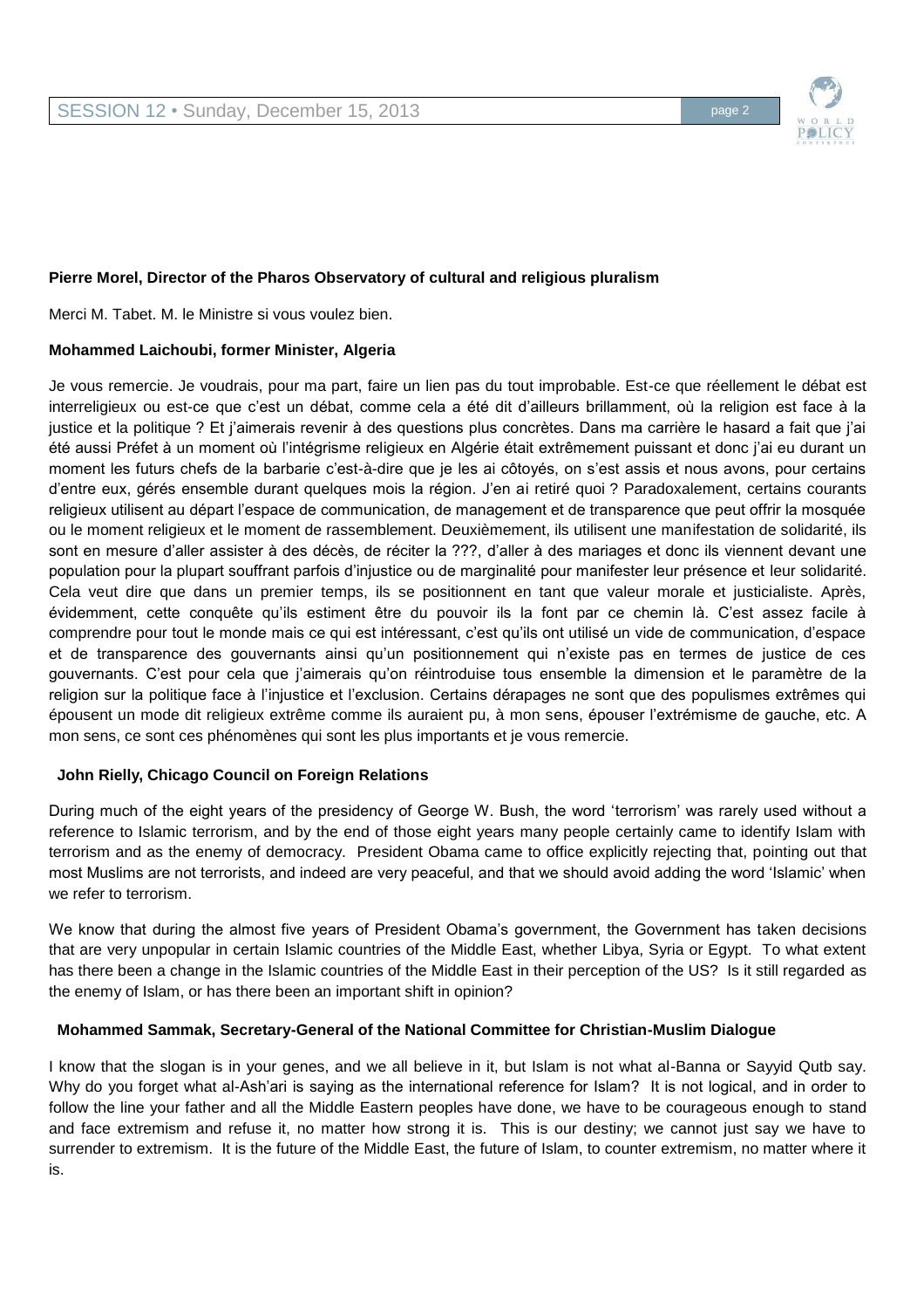**Pierre Morel, Director of the Pharos Observatory of cultural and religious pluralism**

Merci M. Tabet. M. le Ministre si vous voulez bien.

**Mohammed Laichoubi, former Minister, Algeria**

Je vous remercie. Je voudrais, pour ma part, faire un lien pas du tout improbable. Est-ce que réellement le débat est interreligieux ou est-ce que c'est un débat, comme cela a été dit d'ailleurs brillamment, où la religion est face à la justice et la politique ? Et j'aimerais revenir à des questions plus concrètes. Dans ma carrière le hasard a fait que j'ai été aussi Préfet à un moment où l'intégrisme religieux en Algérie était extrêmement puissant et donc j'ai eu durant un moment les futurs chefs de la barbarie c'est-à-dire que je les ai côtoyés, on s'est assis et nous avons, pour certains d'entre eux, gérés ensemble durant quelques mois la région. J'en ai retiré quoi ? Paradoxalement, certains courants religieux utilisent au départ l'espace de communication, de management et de transparence que peut offrir la mosquée ou le moment religieux et le moment de rassemblement. Deuxièmement, ils utilisent une manifestation de solidarité, ils sont en mesure d'aller assister à des décès, de réciter la ???, d'aller à des mariages et donc ils viennent devant une population pour la plupart souffrant parfois d'injustice ou de marginalité pour manifester leur présence et leur solidarité. Cela veut dire que dans un premier temps, ils se positionnent en tant que valeur morale et justicialiste. Après, évidemment, cette conquête qu'ils estiment être du pouvoir ils la font par ce chemin là. C'est assez facile à comprendre pour tout le monde mais ce qui est intéressant, c'est qu'ils ont utilisé un vide de communication, d'espace et de transparence des gouvernants ainsi qu'un positionnement qui n'existe pas en termes de justice de ces gouvernants. C'est pour cela que j'aimerais qu'on réintroduise tous ensemble la dimension et le paramètre de la religion sur la politique face à l'injustice et l'exclusion. Certains dérapages ne sont que des populismes extrêmes qui épousent un mode dit religieux extrême comme ils auraient pu, à mon sens, épouser l'extrémisme de gauche, etc. A mon sens, ce sont ces phénomènes qui sont les plus importants et je vous remercie.

**John Rielly, Chicago Council on Foreign Relations**

During much of the eight years of the presidency of George W. Bush, the word 'terrorism' was rarely used without a reference to Islamic terrorism, and by the end of those eight years many people certainly came to identify Islam with terrorism and as the enemy of democracy. President Obama came to office explicitly rejecting that, pointing out that most Muslims are not terrorists, and indeed are very peaceful, and that we should avoid adding the word 'Islamic' when we refer to terrorism.

We know that during the almost five years of President Obama's government, the Government has taken decisions that are very unpopular in certain Islamic countries of the Middle East, whether Libya, Syria or Egypt. To what extent has there been a change in the Islamic countries of the Middle East in their perception of the US? Is it still regarded as the enemy of Islam, or has there been an important shift in opinion?

**Mohammed Sammak, Secretary-General of the National Committee for Christian-Muslim Dialogue**

I know that the slogan is in your genes, and we all believe in it, but Islam is not what al-Banna or Sayyid Qutb say. Why do you forget what al-Ash'ari is saying as the international reference for Islam? It is not logical, and in order to follow the line your father and all the Middle Eastern peoples have done, we have to be courageous enough to stand and face extremism and refuse it, no matter how strong it is. This is our destiny; we cannot just say we have to surrender to extremism. It is the future of the Middle East, the future of Islam, to counter extremism, no matter where it is.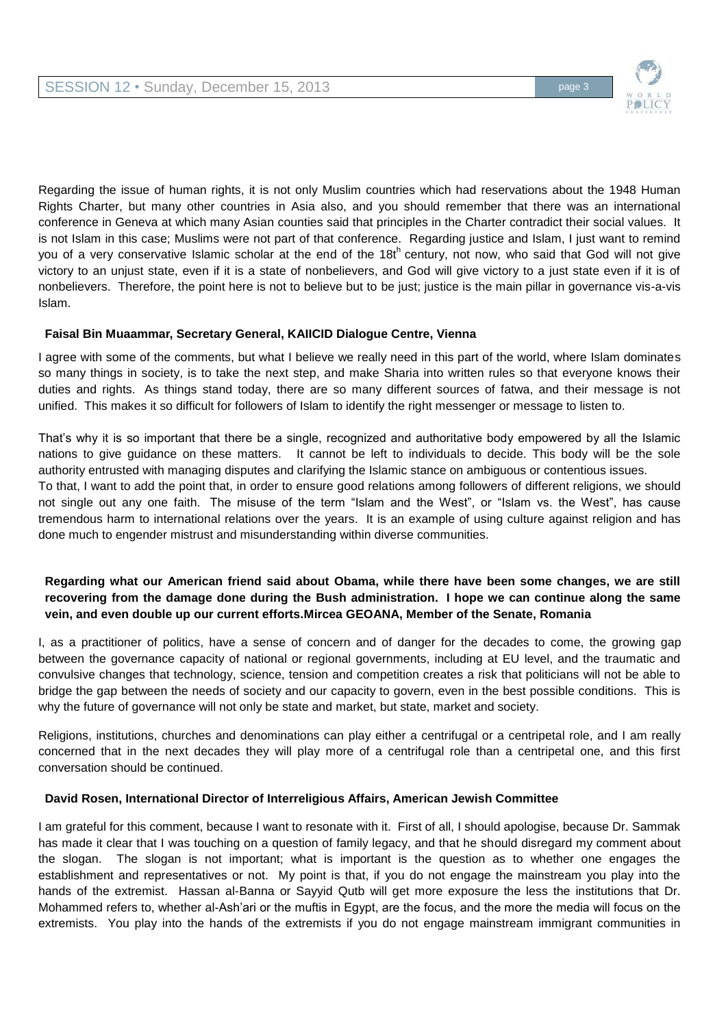Regarding the issue of human rights, it is not only Muslim countries which had reservations about the 1948 Human Rights Charter, but many other countries in Asia also, and you should remember that there was an international conference in Geneva at which many Asian counties said that principles in the Charter contradict their social values. It is not Islam in this case; Muslims were not part of that conference. Regarding justice and Islam, I just want to remind you of a very conservative Islamic scholar at the end of the 18th century, not now, who said that God will not give victory to an unjust state, even if it is a state of nonbelievers, and God will give victory to a just state even if it is of nonbelievers. Therefore, the point here is not to believe but to be just; justice is the main pillar in governance vis-a-vis Islam.

**Faisal Bin Muaammar, Secretary General, KAIICID Dialogue Centre, Vienna**

I agree with some of the comments, but what I believe we really need in this part of the world, where Islam dominates so many things in society, is to take the next step, and make Sharia into written rules so that everyone knows their duties and rights. As things stand today, there are so many different sources of fatwa, and their message is not unified. This makes it so difficult for followers of Islam to identify the right messenger or message to listen to.

That's why it is so important that there be a single, recognized and authoritative body empowered by all the Islamic nations to give guidance on these matters. It cannot be left to individuals to decide. This body will be the sole authority entrusted with managing disputes and clarifying the Islamic stance on ambiguous or contentious issues.
To that, I want to add the point that, in order to ensure good relations among followers of different religions, we should not single out any one faith. The misuse of the term "Islam and the West", or "Islam vs. the West", has cause tremendous harm to international relations over the years. It is an example of using culture against religion and has done much to engender mistrust and misunderstanding within diverse communities.

**Regarding what our American friend said about Obama, while there have been some changes, we are still recovering from the damage done during the Bush administration. I hope we can continue along the same vein, and even double up our current efforts.Mircea GEOANA, Member of the Senate, Romania**

I, as a practitioner of politics, have a sense of concern and of danger for the decades to come, the growing gap between the governance capacity of national or regional governments, including at EU level, and the traumatic and convulsive changes that technology, science, tension and competition creates a risk that politicians will not be able to bridge the gap between the needs of society and our capacity to govern, even in the best possible conditions. This is why the future of governance will not only be state and market, but state, market and society.

Religions, institutions, churches and denominations can play either a centrifugal or a centripetal role, and I am really concerned that in the next decades they will play more of a centrifugal role than a centripetal one, and this first conversation should be continued.

**David Rosen, International Director of Interreligious Affairs, American Jewish Committee**

I am grateful for this comment, because I want to resonate with it. First of all, I should apologise, because Dr. Sammak has made it clear that I was touching on a question of family legacy, and that he should disregard my comment about the slogan. The slogan is not important; what is important is the question as to whether one engages the establishment and representatives or not. My point is that, if you do not engage the mainstream you play into the hands of the extremist. Hassan al-Banna or Sayyid Qutb will get more exposure the less the institutions that Dr. Mohammed refers to, whether al-Ash'ari or the muftis in Egypt, are the focus, and the more the media will focus on the extremists. You play into the hands of the extremists if you do not engage mainstream immigrant communities in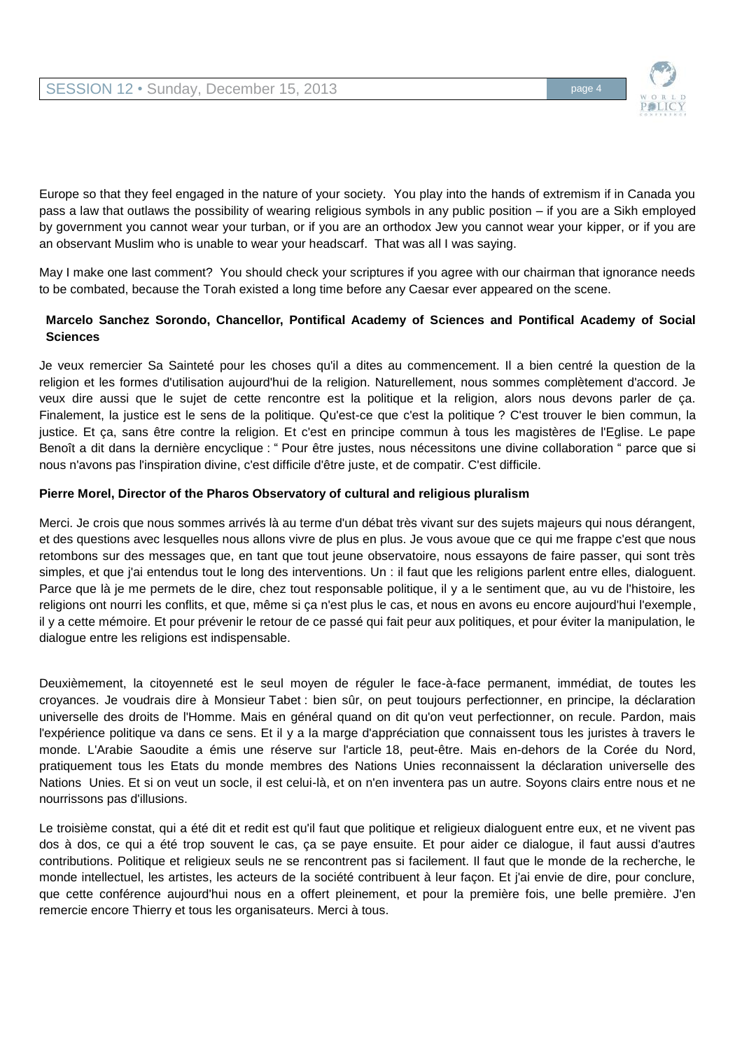Europe so that they feel engaged in the nature of your society. You play into the hands of extremism if in Canada you pass a law that outlaws the possibility of wearing religious symbols in any public position – if you are a Sikh employed by government you cannot wear your turban, or if you are an orthodox Jew you cannot wear your kipper, or if you are an observant Muslim who is unable to wear your headscarf. That was all I was saying.

May I make one last comment? You should check your scriptures if you agree with our chairman that ignorance needs to be combated, because the Torah existed a long time before any Caesar ever appeared on the scene.

**Marcelo Sanchez Sorondo, Chancellor, Pontifical Academy of Sciences and Pontifical Academy of Social Sciences**

Je veux remercier Sa Sainteté pour les choses qu'il a dites au commencement. Il a bien centré la question de la religion et les formes d'utilisation aujourd'hui de la religion. Naturellement, nous sommes complètement d'accord. Je veux dire aussi que le sujet de cette rencontre est la politique et la religion, alors nous devons parler de ça. Finalement, la justice est le sens de la politique. Qu'est-ce que c'est la politique ? C'est trouver le bien commun, la justice. Et ça, sans être contre la religion. Et c'est en principe commun à tous les magistères de l'Eglise. Le pape Benoît a dit dans la dernière encyclique : " Pour être justes, nous nécessitons une divine collaboration " parce que si nous n'avons pas l'inspiration divine, c'est difficile d'être juste, et de compatir. C'est difficile.

**Pierre Morel, Director of the Pharos Observatory of cultural and religious pluralism**

Merci. Je crois que nous sommes arrivés là au terme d'un débat très vivant sur des sujets majeurs qui nous dérangent, et des questions avec lesquelles nous allons vivre de plus en plus. Je vous avoue que ce qui me frappe c'est que nous retombons sur des messages que, en tant que tout jeune observatoire, nous essayons de faire passer, qui sont très simples, et que j'ai entendus tout le long des interventions. Un : il faut que les religions parlent entre elles, dialoguent. Parce que là je me permets de le dire, chez tout responsable politique, il y a le sentiment que, au vu de l'histoire, les religions ont nourri les conflits, et que, même si ça n'est plus le cas, et nous en avons eu encore aujourd'hui l'exemple, il y a cette mémoire. Et pour prévenir le retour de ce passé qui fait peur aux politiques, et pour éviter la manipulation, le dialogue entre les religions est indispensable.

Deuxièmement, la citoyenneté est le seul moyen de réguler le face-à-face permanent, immédiat, de toutes les croyances. Je voudrais dire à Monsieur Tabet : bien sûr, on peut toujours perfectionner, en principe, la déclaration universelle des droits de l'Homme. Mais en général quand on dit qu'on veut perfectionner, on recule. Pardon, mais l'expérience politique va dans ce sens. Et il y a la marge d'appréciation que connaissent tous les juristes à travers le monde. L'Arabie Saoudite a émis une réserve sur l'article 18, peut-être. Mais en-dehors de la Corée du Nord, pratiquement tous les Etats du monde membres des Nations Unies reconnaissent la déclaration universelle des Nations Unies. Et si on veut un socle, il est celui-là, et on n'en inventera pas un autre. Soyons clairs entre nous et ne nourrissons pas d'illusions.

Le troisième constat, qui a été dit et redit est qu'il faut que politique et religieux dialoguent entre eux, et ne vivent pas dos à dos, ce qui a été trop souvent le cas, ça se paye ensuite. Et pour aider ce dialogue, il faut aussi d'autres contributions. Politique et religieux seuls ne se rencontrent pas si facilement. Il faut que le monde de la recherche, le monde intellectuel, les artistes, les acteurs de la société contribuent à leur façon. Et j'ai envie de dire, pour conclure, que cette conférence aujourd'hui nous en a offert pleinement, et pour la première fois, une belle première. J'en remercie encore Thierry et tous les organisateurs. Merci à tous.